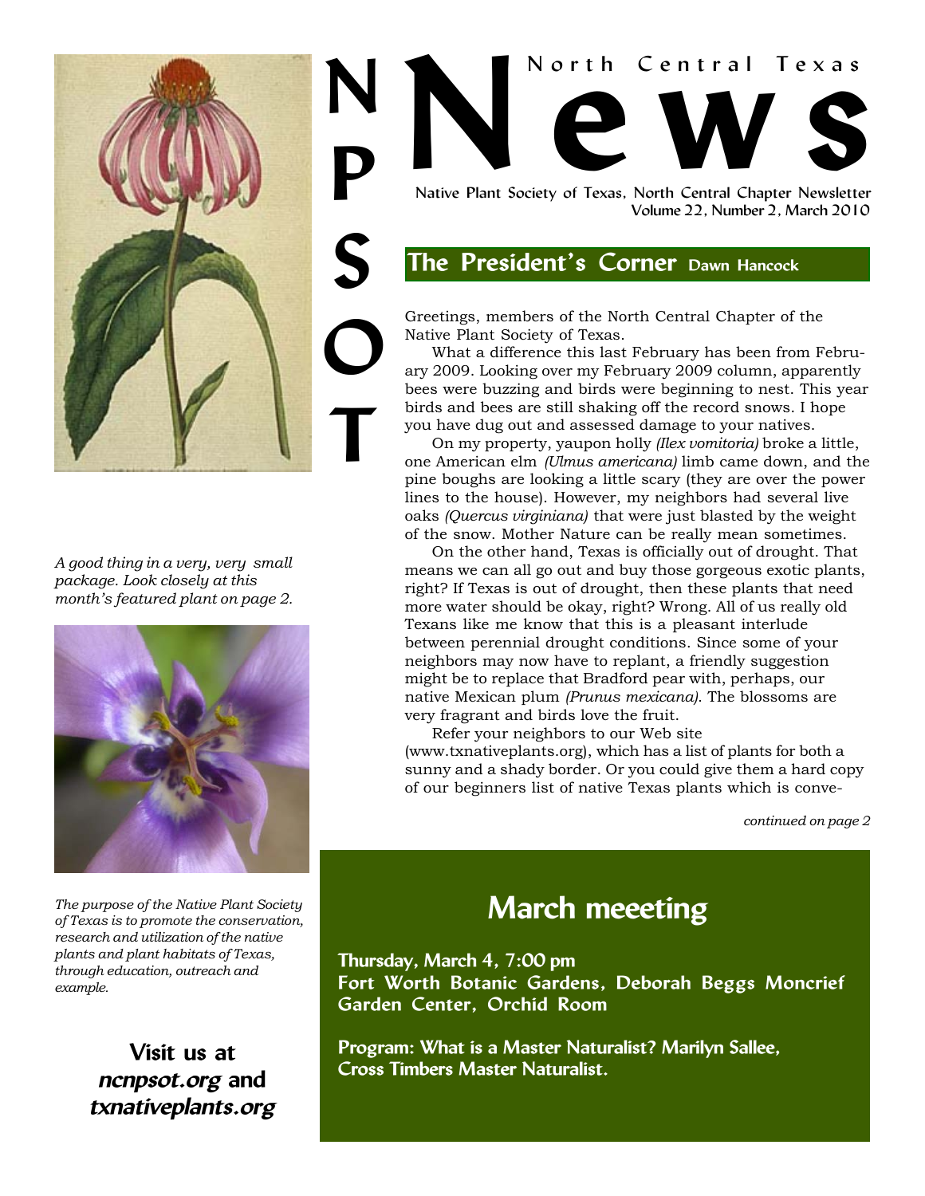# NPSOT North Central Texas News

Native Plant Society of Texas, North Central Chapter Newsletter
Volume 22, Number 2, March 2010

*A good thing in a very, very small package. Look closely at this month's featured plant on page 2.*

## The President's Corner Dawn Hancock

Greetings, members of the North Central Chapter of the Native Plant Society of Texas.

What a difference this last February has been from February 2009. Looking over my February 2009 column, apparently bees were buzzing and birds were beginning to nest. This year birds and bees are still shaking off the record snows. I hope you have dug out and assessed damage to your natives.

On my property, yaupon holly *(Ilex vomitoria)* broke a little, one American elm *(Ulmus americana)* limb came down, and the pine boughs are looking a little scary (they are over the power lines to the house). However, my neighbors had several live oaks *(Quercus virginiana)* that were just blasted by the weight of the snow. Mother Nature can be really mean sometimes.

On the other hand, Texas is officially out of drought. That means we can all go out and buy those gorgeous exotic plants, right? If Texas is out of drought, then these plants that need more water should be okay, right? Wrong. All of us really old Texans like me know that this is a pleasant interlude between perennial drought conditions. Since some of your neighbors may now have to replant, a friendly suggestion might be to replace that Bradford pear with, perhaps, our native Mexican plum *(Prunus mexicana)*. The blossoms are very fragrant and birds love the fruit.

Refer your neighbors to our Web site (www.txnativeplants.org), which has a list of plants for both a sunny and a shady border. Or you could give them a hard copy of our beginners list of native Texas plants which is conve-

*continued on page 2*

*The purpose of the Native Plant Society of Texas is to promote the conservation, research and utilization of the native plants and plant habitats of Texas, through education, outreach and example.*

**Visit us at *ncnpsot.org* and *txnativeplants.org***

## March meeeting

**Thursday, March 4, 7:00 pm**
**Fort Worth Botanic Gardens, Deborah Beggs Moncrief Garden Center, Orchid Room**

**Program: What is a Master Naturalist? Marilyn Sallee, Cross Timbers Master Naturalist.**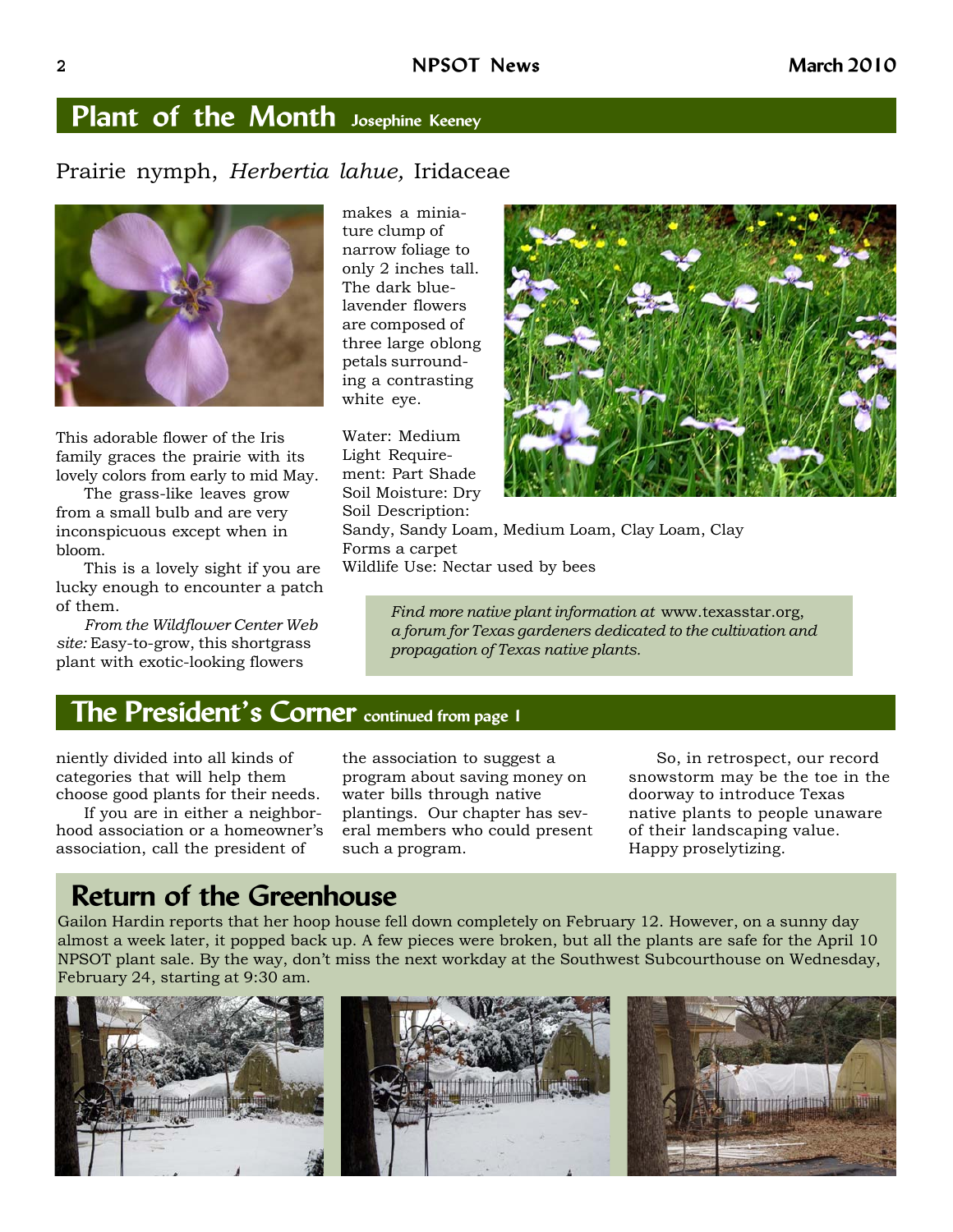## Plant of the Month

**Josephine Keeney**

Prairie nymph, *Herbertia lahue,* Iridaceae

This adorable flower of the Iris family graces the prairie with its lovely colors from early to mid May.

The grass-like leaves grow from a small bulb and are very inconspicuous except when in bloom.

This is a lovely sight if you are lucky enough to encounter a patch of them.

*From the Wildflower Center Web site:* Easy-to-grow, this shortgrass plant with exotic-looking flowers makes a miniature clump of narrow foliage to only 2 inches tall. The dark blue-lavender flowers are composed of three large oblong petals surrounding a contrasting white eye.

Water: Medium
Light Requirement: Part Shade
Soil Moisture: Dry
Soil Description: Sandy, Sandy Loam, Medium Loam, Clay Loam, Clay
Forms a carpet
Wildlife Use: Nectar used by bees

*Find more native plant information at* www.texasstar.org, *a forum for Texas gardeners dedicated to the cultivation and propagation of Texas native plants.*

## The President's Corner

continued from page 1

niently divided into all kinds of categories that will help them choose good plants for their needs.

If you are in either a neighborhood association or a homeowner's association, call the president of the association to suggest a program about saving money on water bills through native plantings. Our chapter has several members who could present such a program.

So, in retrospect, our record snowstorm may be the toe in the doorway to introduce Texas native plants to people unaware of their landscaping value. Happy proselytizing.

## Return of the Greenhouse

Gailon Hardin reports that her hoop house fell down completely on February 12. However, on a sunny day almost a week later, it popped back up. A few pieces were broken, but all the plants are safe for the April 10 NPSOT plant sale. By the way, don't miss the next workday at the Southwest Subcourthouse on Wednesday, February 24, starting at 9:30 am.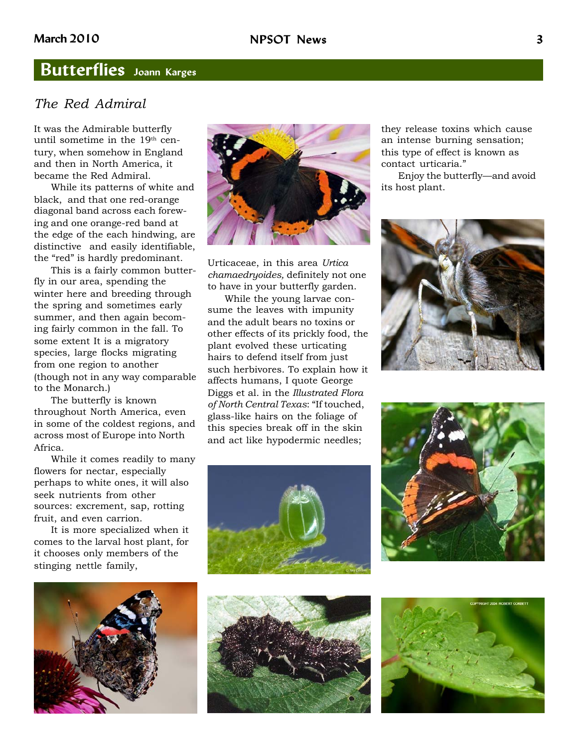# Butterflies

Joann Karges

## *The Red Admiral*

It was the Admirable butterfly until sometime in the 19th century, when somehow in England and then in North America, it became the Red Admiral.

While its patterns of white and black, and that one red-orange diagonal band across each forewing and one orange-red band at the edge of the each hindwing, are distinctive and easily identifiable, the "red" is hardly predominant.

This is a fairly common butterfly in our area, spending the winter here and breeding through the spring and sometimes early summer, and then again becoming fairly common in the fall. To some extent It is a migratory species, large flocks migrating from one region to another (though not in any way comparable to the Monarch.)

The butterfly is known throughout North America, even in some of the coldest regions, and across most of Europe into North Africa.

While it comes readily to many flowers for nectar, especially perhaps to white ones, it will also seek nutrients from other sources: excrement, sap, rotting fruit, and even carrion.

It is more specialized when it comes to the larval host plant, for it chooses only members of the stinging nettle family, Urticaceae, in this area *Urtica chamaedryoides,* definitely not one to have in your butterfly garden.

While the young larvae consume the leaves with impunity and the adult bears no toxins or other effects of its prickly food, the plant evolved these urticating hairs to defend itself from just such herbivores. To explain how it affects humans, I quote George Diggs et al. in the *Illustrated Flora of North Central Texas*: "If touched, glass-like hairs on the foliage of this species break off in the skin and act like hypodermic needles; they release toxins which cause an intense burning sensation; this type of effect is known as contact urticaria."

Enjoy the butterfly—and avoid its host plant.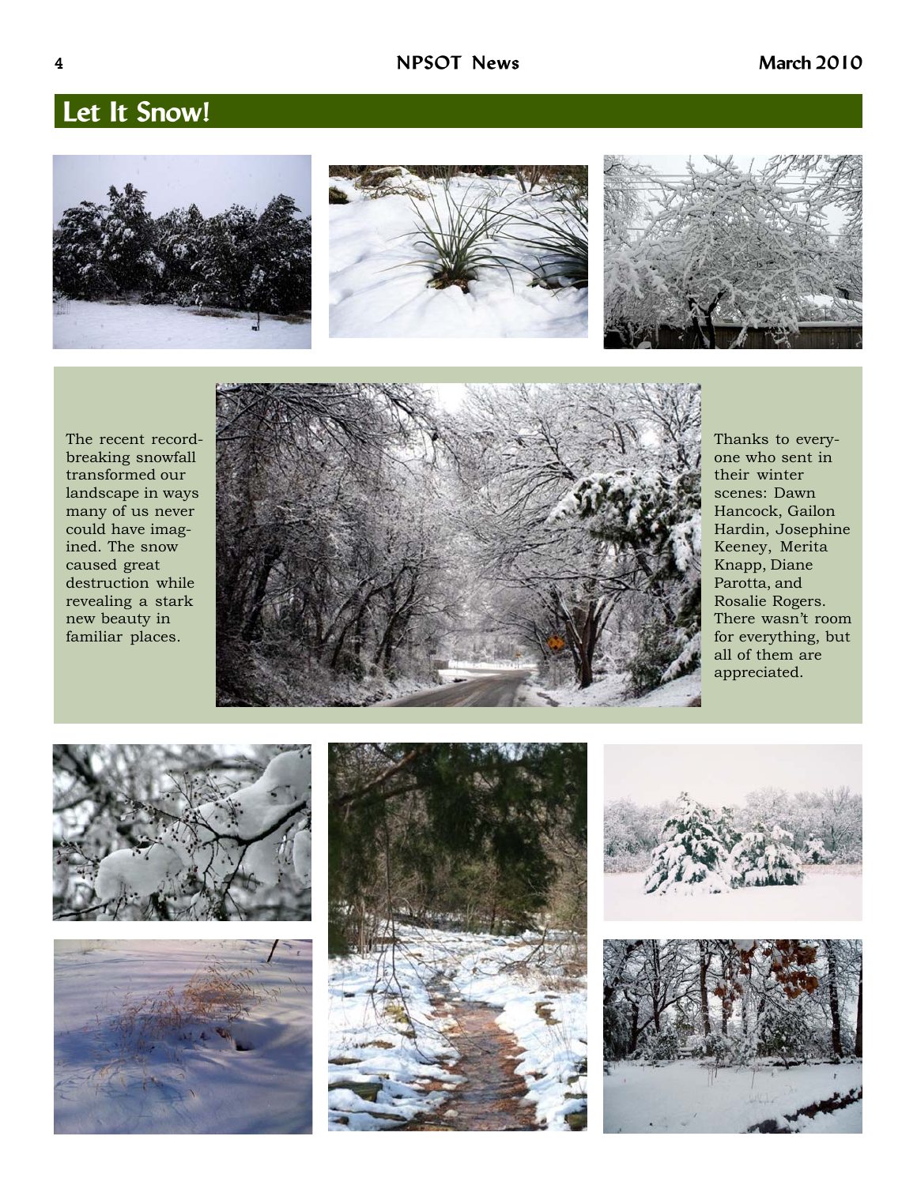# Let It Snow!

The recent record-breaking snowfall transformed our landscape in ways many of us never could have imagined. The snow caused great destruction while revealing a stark new beauty in familiar places.

Thanks to everyone who sent in their winter scenes: Dawn Hancock, Gailon Hardin, Josephine Keeney, Merita Knapp, Diane Parotta, and Rosalie Rogers. There wasn't room for everything, but all of them are appreciated.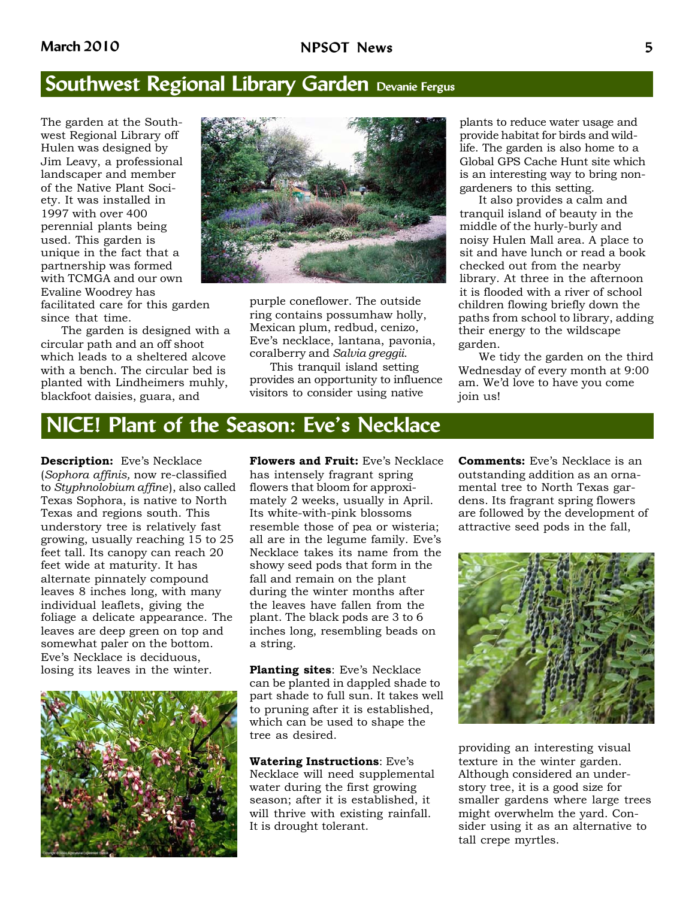## Southwest Regional Library Garden

Devanie Fergus

The garden at the Southwest Regional Library off Hulen was designed by Jim Leavy, a professional landscaper and member of the Native Plant Society. It was installed in 1997 with over 400 perennial plants being used. This garden is unique in the fact that a partnership was formed with TCMGA and our own Evaline Woodrey has facilitated care for this garden since that time.

The garden is designed with a circular path and an off shoot which leads to a sheltered alcove with a bench. The circular bed is planted with Lindheimers muhly, blackfoot daisies, guara, and purple coneflower. The outside ring contains possumhaw holly, Mexican plum, redbud, cenizo, Eve's necklace, lantana, pavonia, coralberry and *Salvia greggii*.

This tranquil island setting provides an opportunity to influence visitors to consider using native plants to reduce water usage and provide habitat for birds and wildlife. The garden is also home to a Global GPS Cache Hunt site which is an interesting way to bring non-gardeners to this setting.

It also provides a calm and tranquil island of beauty in the middle of the hurly-burly and noisy Hulen Mall area. A place to sit and have lunch or read a book checked out from the nearby library. At three in the afternoon it is flooded with a river of school children flowing briefly down the paths from school to library, adding their energy to the wildscape garden.

We tidy the garden on the third Wednesday of every month at 9:00 am. We'd love to have you come join us!

## NICE! Plant of the Season: Eve's Necklace

**Description:** Eve's Necklace (*Sophora affinis,* now re-classified to *Styphnolobium affine*), also called Texas Sophora, is native to North Texas and regions south. This understory tree is relatively fast growing, usually reaching 15 to 25 feet tall. Its canopy can reach 20 feet wide at maturity. It has alternate pinnately compound leaves 8 inches long, with many individual leaflets, giving the foliage a delicate appearance. The leaves are deep green on top and somewhat paler on the bottom. Eve's Necklace is deciduous, losing its leaves in the winter.

**Flowers and Fruit:** Eve's Necklace has intensely fragrant spring flowers that bloom for approximately 2 weeks, usually in April. Its white-with-pink blossoms resemble those of pea or wisteria; all are in the legume family. Eve's Necklace takes its name from the showy seed pods that form in the fall and remain on the plant during the winter months after the leaves have fallen from the plant. The black pods are 3 to 6 inches long, resembling beads on a string.

**Planting sites**: Eve's Necklace can be planted in dappled shade to part shade to full sun. It takes well to pruning after it is established, which can be used to shape the tree as desired.

**Watering Instructions**: Eve's Necklace will need supplemental water during the first growing season; after it is established, it will thrive with existing rainfall. It is drought tolerant.

**Comments:** Eve's Necklace is an outstanding addition as an ornamental tree to North Texas gardens. Its fragrant spring flowers are followed by the development of attractive seed pods in the fall, providing an interesting visual texture in the winter garden. Although considered an understory tree, it is a good size for smaller gardens where large trees might overwhelm the yard. Consider using it as an alternative to tall crepe myrtles.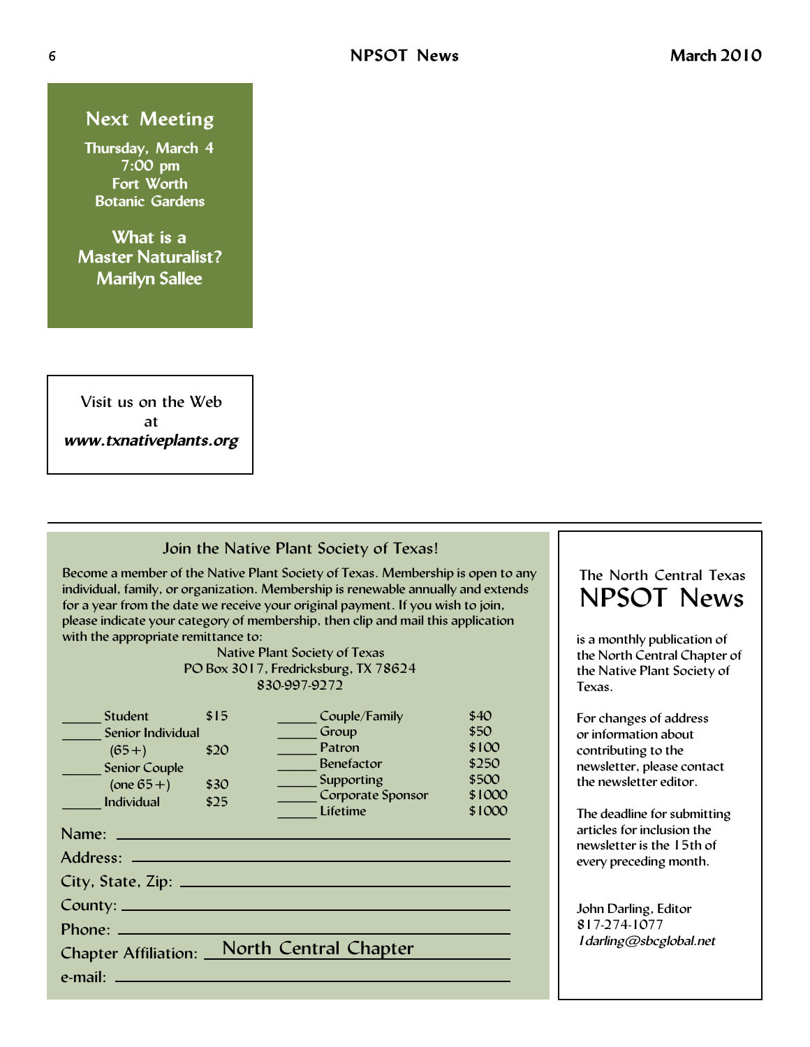## Next Meeting

**Thursday, March 4**
**7:00 pm**
**Fort Worth Botanic Gardens**

**What is a Master Naturalist?**
**Marilyn Sallee**

Visit us on the Web at ***www.txnativeplants.org***

---

## Join the Native Plant Society of Texas!

Become a member of the Native Plant Society of Texas. Membership is open to any individual, family, or organization. Membership is renewable annually and extends for a year from the date we receive your original payment. If you wish to join, please indicate your category of membership, then clip and mail this application with the appropriate remittance to:

Native Plant Society of Texas
PO Box 3017, Fredricksburg, TX 78624
830-997-9272

| | | | | | |
|---|---|---|---|---|---|
| _____ | Student | $15 | _____ | Couple/Family | $40 |
| _____ | Senior Individual (65+) | $20 | _____ | Group | $50 |
| _____ | Senior Couple (one 65+) | $30 | _____ | Patron | $100 |
| _____ | Individual | $25 | _____ | Benefactor | $250 |
| | | | _____ | Supporting | $500 |
| | | | _____ | Corporate Sponsor | $1000 |
| | | | _____ | Lifetime | $1000 |

Name: ______________________________

Address: ______________________________

City, State, Zip: ______________________________

County: ______________________________

Phone: ______________________________

Chapter Affiliation: North Central Chapter

e-mail: ______________________________

---

The North Central Texas
## NPSOT News

is a monthly publication of the North Central Chapter of the Native Plant Society of Texas.

For changes of address or information about contributing to the newsletter, please contact the newsletter editor.

The deadline for submitting articles for inclusion the newsletter is the 15th of every preceding month.

John Darling, Editor
817-274-1077
*1darling@sbcglobal.net*